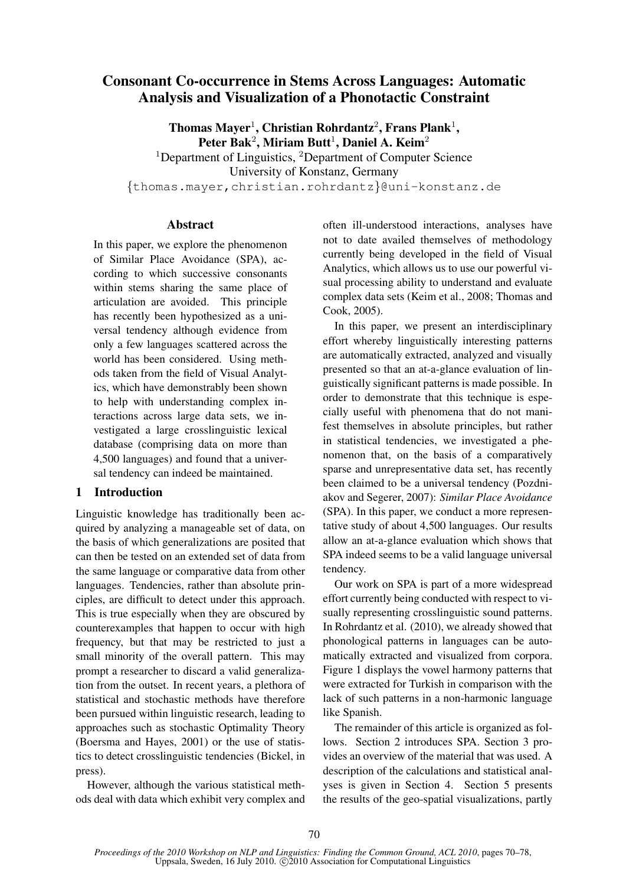# Consonant Co-occurrence in Stems Across Languages: Automatic Analysis and Visualization of a Phonotactic Constraint

**Thomas Mayer[1], Christian Rohrdantz[2], Frans Plank[1], Peter Bak[2], Miriam Butt[1], Daniel A. Keim[2]**

[1]Department of Linguistics, [2]Department of Computer Science
University of Konstanz, Germany
{thomas.mayer,christian.rohrdantz}@uni-konstanz.de

## Abstract

In this paper, we explore the phenomenon of Similar Place Avoidance (SPA), according to which successive consonants within stems sharing the same place of articulation are avoided. This principle has recently been hypothesized as a universal tendency although evidence from only a few languages scattered across the world has been considered. Using methods taken from the field of Visual Analytics, which have demonstrably been shown to help with understanding complex interactions across large data sets, we investigated a large crosslinguistic lexical database (comprising data on more than 4,500 languages) and found that a universal tendency can indeed be maintained.

## 1 Introduction

Linguistic knowledge has traditionally been acquired by analyzing a manageable set of data, on the basis of which generalizations are posited that can then be tested on an extended set of data from the same language or comparative data from other languages. Tendencies, rather than absolute principles, are difficult to detect under this approach. This is true especially when they are obscured by counterexamples that happen to occur with high frequency, but that may be restricted to just a small minority of the overall pattern. This may prompt a researcher to discard a valid generalization from the outset. In recent years, a plethora of statistical and stochastic methods have therefore been pursued within linguistic research, leading to approaches such as stochastic Optimality Theory (Boersma and Hayes, 2001) or the use of statistics to detect crosslinguistic tendencies (Bickel, in press).

However, although the various statistical methods deal with data which exhibit very complex and often ill-understood interactions, analyses have not to date availed themselves of methodology currently being developed in the field of Visual Analytics, which allows us to use our powerful visual processing ability to understand and evaluate complex data sets (Keim et al., 2008; Thomas and Cook, 2005).

In this paper, we present an interdisciplinary effort whereby linguistically interesting patterns are automatically extracted, analyzed and visually presented so that an at-a-glance evaluation of linguistically significant patterns is made possible. In order to demonstrate that this technique is especially useful with phenomena that do not manifest themselves in absolute principles, but rather in statistical tendencies, we investigated a phenomenon that, on the basis of a comparatively sparse and unrepresentative data set, has recently been claimed to be a universal tendency (Pozdniakov and Segerer, 2007): *Similar Place Avoidance* (SPA). In this paper, we conduct a more representative study of about 4,500 languages. Our results allow an at-a-glance evaluation which shows that SPA indeed seems to be a valid language universal tendency.

Our work on SPA is part of a more widespread effort currently being conducted with respect to visually representing crosslinguistic sound patterns. In Rohrdantz et al. (2010), we already showed that phonological patterns in languages can be automatically extracted and visualized from corpora. Figure 1 displays the vowel harmony patterns that were extracted for Turkish in comparison with the lack of such patterns in a non-harmonic language like Spanish.

The remainder of this article is organized as follows. Section 2 introduces SPA. Section 3 provides an overview of the material that was used. A description of the calculations and statistical analyses is given in Section 4. Section 5 presents the results of the geo-spatial visualizations, partly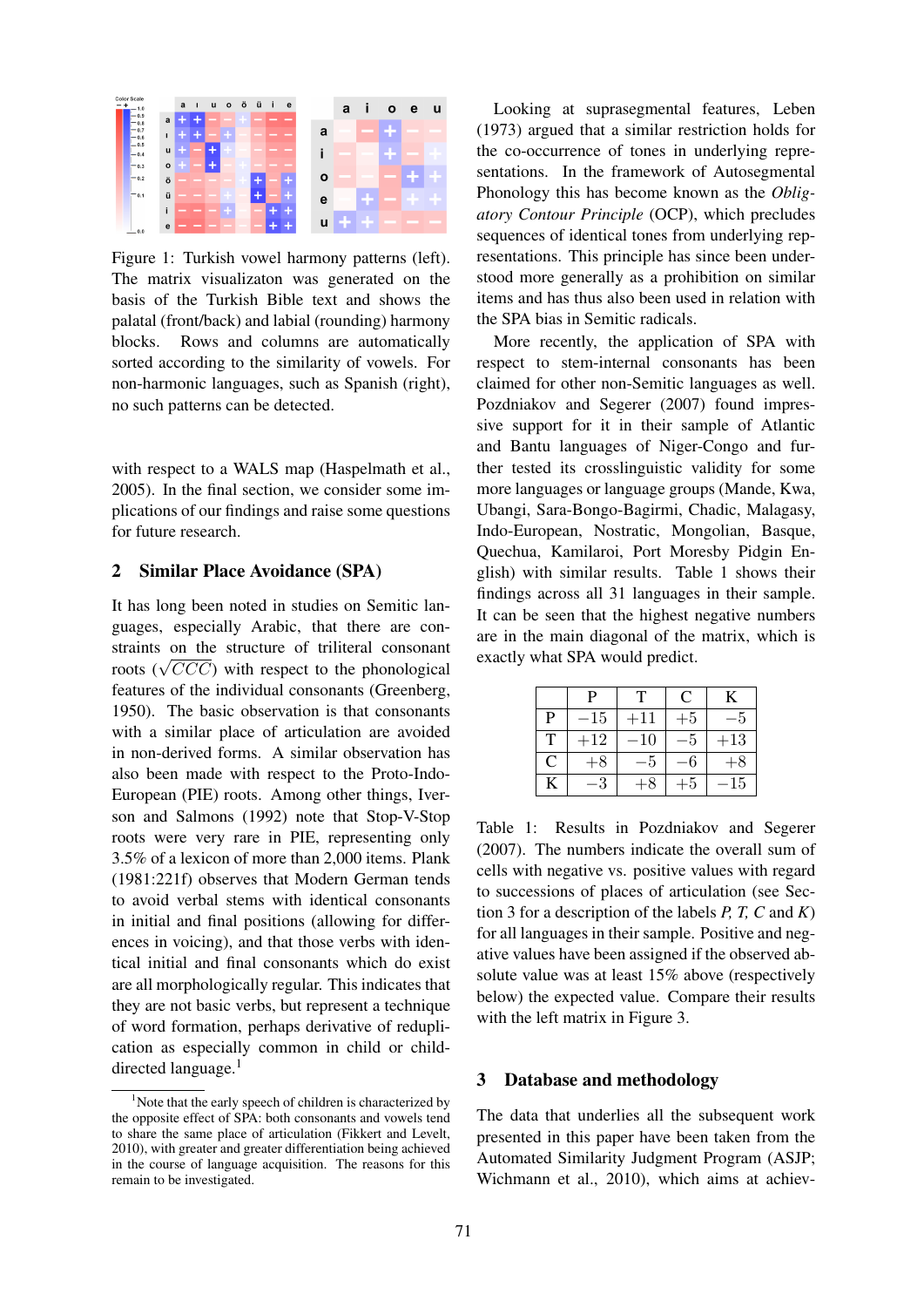Figure 1: Turkish vowel harmony patterns (left). The matrix visualizaton was generated on the basis of the Turkish Bible text and shows the palatal (front/back) and labial (rounding) harmony blocks. Rows and columns are automatically sorted according to the similarity of vowels. For non-harmonic languages, such as Spanish (right), no such patterns can be detected.

with respect to a WALS map (Haspelmath et al., 2005). In the final section, we consider some implications of our findings and raise some questions for future research.

## 2 Similar Place Avoidance (SPA)

It has long been noted in studies on Semitic languages, especially Arabic, that there are constraints on the structure of triliteral consonant roots ($\sqrt{CCC}$) with respect to the phonological features of the individual consonants (Greenberg, 1950). The basic observation is that consonants with a similar place of articulation are avoided in non-derived forms. A similar observation has also been made with respect to the Proto-Indo-European (PIE) roots. Among other things, Iverson and Salmons (1992) note that Stop-V-Stop roots were very rare in PIE, representing only 3.5% of a lexicon of more than 2,000 items. Plank (1981:221f) observes that Modern German tends to avoid verbal stems with identical consonants in initial and final positions (allowing for differences in voicing), and that those verbs with identical initial and final consonants which do exist are all morphologically regular. This indicates that they are not basic verbs, but represent a technique of word formation, perhaps derivative of reduplication as especially common in child or child-directed language.[1]

[1]Note that the early speech of children is characterized by the opposite effect of SPA: both consonants and vowels tend to share the same place of articulation (Fikkert and Levelt, 2010), with greater and greater differentiation being achieved in the course of language acquisition. The reasons for this remain to be investigated.

Looking at suprasegmental features, Leben (1973) argued that a similar restriction holds for the co-occurrence of tones in underlying representations. In the framework of Autosegmental Phonology this has become known as the *Obligatory Contour Principle* (OCP), which precludes sequences of identical tones from underlying representations. This principle has since been understood more generally as a prohibition on similar items and has thus also been used in relation with the SPA bias in Semitic radicals.

More recently, the application of SPA with respect to stem-internal consonants has been claimed for other non-Semitic languages as well. Pozdniakov and Segerer (2007) found impressive support for it in their sample of Atlantic and Bantu languages of Niger-Congo and further tested its crosslinguistic validity for some more languages or language groups (Mande, Kwa, Ubangi, Sara-Bongo-Bagirmi, Chadic, Malagasy, Indo-European, Nostratic, Mongolian, Basque, Quechua, Kamilaroi, Port Moresby Pidgin English) with similar results. Table 1 shows their findings across all 31 languages in their sample. It can be seen that the highest negative numbers are in the main diagonal of the matrix, which is exactly what SPA would predict.

| | P | T | C | K |
|---|---|---|---|---|
| P | −15 | +11 | +5 | −5 |
| T | +12 | −10 | −5 | +13 |
| C | +8 | −5 | −6 | +8 |
| K | −3 | +8 | +5 | −15 |

Table 1: Results in Pozdniakov and Segerer (2007). The numbers indicate the overall sum of cells with negative vs. positive values with regard to successions of places of articulation (see Section 3 for a description of the labels *P, T, C* and *K*) for all languages in their sample. Positive and negative values have been assigned if the observed absolute value was at least 15% above (respectively below) the expected value. Compare their results with the left matrix in Figure 3.

## 3 Database and methodology

The data that underlies all the subsequent work presented in this paper have been taken from the Automated Similarity Judgment Program (ASJP; Wichmann et al., 2010), which aims at achiev-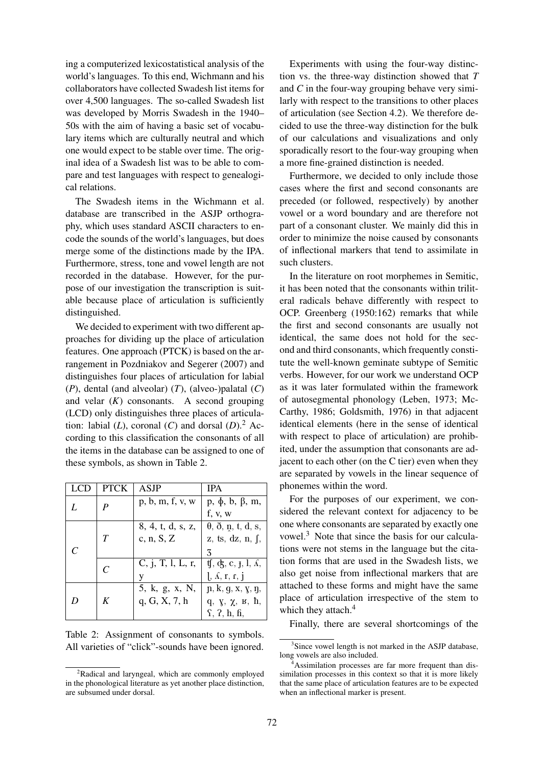ing a computerized lexicostatistical analysis of the world's languages. To this end, Wichmann and his collaborators have collected Swadesh list items for over 4,500 languages. The so-called Swadesh list was developed by Morris Swadesh in the 1940–50s with the aim of having a basic set of vocabulary items which are culturally neutral and which one would expect to be stable over time. The original idea of a Swadesh list was to be able to compare and test languages with respect to genealogical relations.

The Swadesh items in the Wichmann et al. database are transcribed in the ASJP orthography, which uses standard ASCII characters to encode the sounds of the world's languages, but does merge some of the distinctions made by the IPA. Furthermore, stress, tone and vowel length are not recorded in the database. However, for the purpose of our investigation the transcription is suitable because place of articulation is sufficiently distinguished.

We decided to experiment with two different approaches for dividing up the place of articulation features. One approach (PTCK) is based on the arrangement in Pozdniakov and Segerer (2007) and distinguishes four places of articulation for labial (*P*), dental (and alveolar) (*T*), (alveo-)palatal (*C*) and velar (*K*) consonants. A second grouping (LCD) only distinguishes three places of articulation: labial (*L*), coronal (*C*) and dorsal (*D*).[2] According to this classification the consonants of all the items in the database can be assigned to one of these symbols, as shown in Table 2.

| LCD | PTCK | ASJP | IPA |
|---|---|---|---|
| *L* | *P* | p, b, m, f, v, w | p, ɸ, b, β, m, f, v, w |
| *C* | *T* | 8, 4, t, d, s, z, c, n, S, Z | θ, ð, n̪, t, d, s, z, ts, dz, n, ʃ, ʒ |
| | *C* | C, j, T, l, L, r, y | ʧ, ʤ, c, ɟ, l, ʎ, ɭ, ʎ, r, ɾ, j |
| *D* | *K* | 5, k, g, x, N, q, G, X, 7, h | ɲ, k, g, x, ɣ, ŋ, q, ɣ, χ, ʁ, ħ, ʕ, ʔ, h, ɦ |

Table 2: Assignment of consonants to symbols. All varieties of "click"-sounds have been ignored.

[2]Radical and laryngeal, which are commonly employed in the phonological literature as yet another place distinction, are subsumed under dorsal.

Experiments with using the four-way distinction vs. the three-way distinction showed that *T* and *C* in the four-way grouping behave very similarly with respect to the transitions to other places of articulation (see Section 4.2). We therefore decided to use the three-way distinction for the bulk of our calculations and visualizations and only sporadically resort to the four-way grouping when a more fine-grained distinction is needed.

Furthermore, we decided to only include those cases where the first and second consonants are preceded (or followed, respectively) by another vowel or a word boundary and are therefore not part of a consonant cluster. We mainly did this in order to minimize the noise caused by consonants of inflectional markers that tend to assimilate in such clusters.

In the literature on root morphemes in Semitic, it has been noted that the consonants within triliteral radicals behave differently with respect to OCP. Greenberg (1950:162) remarks that while the first and second consonants are usually not identical, the same does not hold for the second and third consonants, which frequently constitute the well-known geminate subtype of Semitic verbs. However, for our work we understand OCP as it was later formulated within the framework of autosegmental phonology (Leben, 1973; McCarthy, 1986; Goldsmith, 1976) in that adjacent identical elements (here in the sense of identical with respect to place of articulation) are prohibited, under the assumption that consonants are adjacent to each other (on the C tier) even when they are separated by vowels in the linear sequence of phonemes within the word.

For the purposes of our experiment, we considered the relevant context for adjacency to be one where consonants are separated by exactly one vowel.[3] Note that since the basis for our calculations were not stems in the language but the citation forms that are used in the Swadesh lists, we also get noise from inflectional markers that are attached to these forms and might have the same place of articulation irrespective of the stem to which they attach.[4]

Finally, there are several shortcomings of the

[3]Since vowel length is not marked in the ASJP database, long vowels are also included.

[4]Assimilation processes are far more frequent than dissimilation processes in this context so that it is more likely that the same place of articulation features are to be expected when an inflectional marker is present.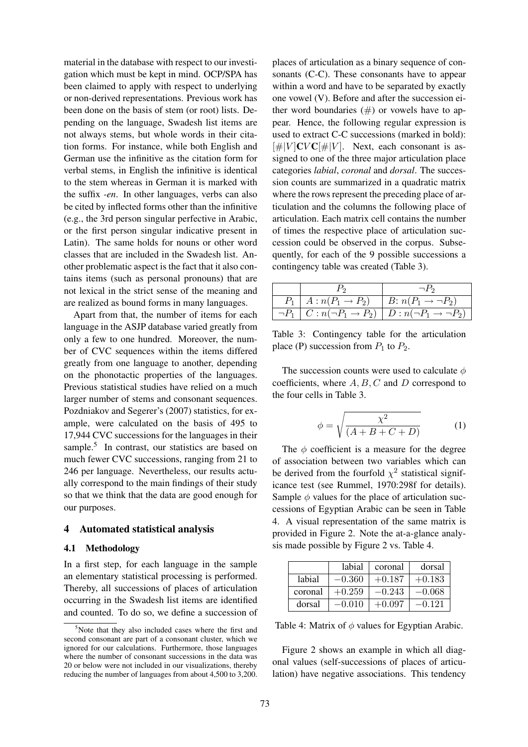material in the database with respect to our investigation which must be kept in mind. OCP/SPA has been claimed to apply with respect to underlying or non-derived representations. Previous work has been done on the basis of stem (or root) lists. Depending on the language, Swadesh list items are not always stems, but whole words in their citation forms. For instance, while both English and German use the infinitive as the citation form for verbal stems, in English the infinitive is identical to the stem whereas in German it is marked with the suffix *-en*. In other languages, verbs can also be cited by inflected forms other than the infinitive (e.g., the 3rd person singular perfective in Arabic, or the first person singular indicative present in Latin). The same holds for nouns or other word classes that are included in the Swadesh list. Another problematic aspect is the fact that it also contains items (such as personal pronouns) that are not lexical in the strict sense of the meaning and are realized as bound forms in many languages.

Apart from that, the number of items for each language in the ASJP database varied greatly from only a few to one hundred. Moreover, the number of CVC sequences within the items differed greatly from one language to another, depending on the phonotactic properties of the languages. Previous statistical studies have relied on a much larger number of stems and consonant sequences. Pozdniakov and Segerer's (2007) statistics, for example, were calculated on the basis of 495 to 17,944 CVC successions for the languages in their sample.[5] In contrast, our statistics are based on much fewer CVC successions, ranging from 21 to 246 per language. Nevertheless, our results actually correspond to the main findings of their study so that we think that the data are good enough for our purposes.

## 4 Automated statistical analysis

### 4.1 Methodology

In a first step, for each language in the sample an elementary statistical processing is performed. Thereby, all successions of places of articulation occurring in the Swadesh list items are identified and counted. To do so, we define a succession of places of articulation as a binary sequence of consonants (C-C). These consonants have to appear within a word and have to be separated by exactly one vowel (V). Before and after the succession either word boundaries (#) or vowels have to appear. Hence, the following regular expression is used to extract C-C successions (marked in bold): $[\#|V]\mathbf{C}V\mathbf{C}[\#|V]$. Next, each consonant is assigned to one of the three major articulation place categories *labial*, *coronal* and *dorsal*. The succession counts are summarized in a quadratic matrix where the rows represent the preceding place of articulation and the columns the following place of articulation. Each matrix cell contains the number of times the respective place of articulation succession could be observed in the corpus. Subsequently, for each of the 9 possible successions a contingency table was created (Table 3).

| | $P_2$ | $\neg P_2$ |
|---|---|---|
| $P_1$ | $A: n(P_1 \rightarrow P_2)$ | $B: n(P_1 \rightarrow \neg P_2)$ |
| $\neg P_1$ | $C: n(\neg P_1 \rightarrow P_2)$ | $D: n(\neg P_1 \rightarrow \neg P_2)$ |

Table 3: Contingency table for the articulation place (P) succession from $P_1$ to $P_2$.

The succession counts were used to calculate $\phi$ coefficients, where $A, B, C$ and $D$ correspond to the four cells in Table 3.

$$\phi = \sqrt{\frac{\chi^2}{(A+B+C+D)}} \qquad (1)$$

The $\phi$ coefficient is a measure for the degree of association between two variables which can be derived from the fourfold $\chi^2$ statistical significance test (see Rummel, 1970:298f for details). Sample $\phi$ values for the place of articulation successions of Egyptian Arabic can be seen in Table 4. A visual representation of the same matrix is provided in Figure 2. Note the at-a-glance analysis made possible by Figure 2 vs. Table 4.

| | labial | coronal | dorsal |
|---|---|---|---|
| labial | $-0.360$ | $+0.187$ | $+0.183$ |
| coronal | $+0.259$ | $-0.243$ | $-0.068$ |
| dorsal | $-0.010$ | $+0.097$ | $-0.121$ |

Table 4: Matrix of $\phi$ values for Egyptian Arabic.

Figure 2 shows an example in which all diagonal values (self-successions of places of articulation) have negative associations. This tendency

[5] Note that they also included cases where the first and second consonant are part of a consonant cluster, which we ignored for our calculations. Furthermore, those languages where the number of consonant successions in the data was 20 or below were not included in our visualizations, thereby reducing the number of languages from about 4,500 to 3,200.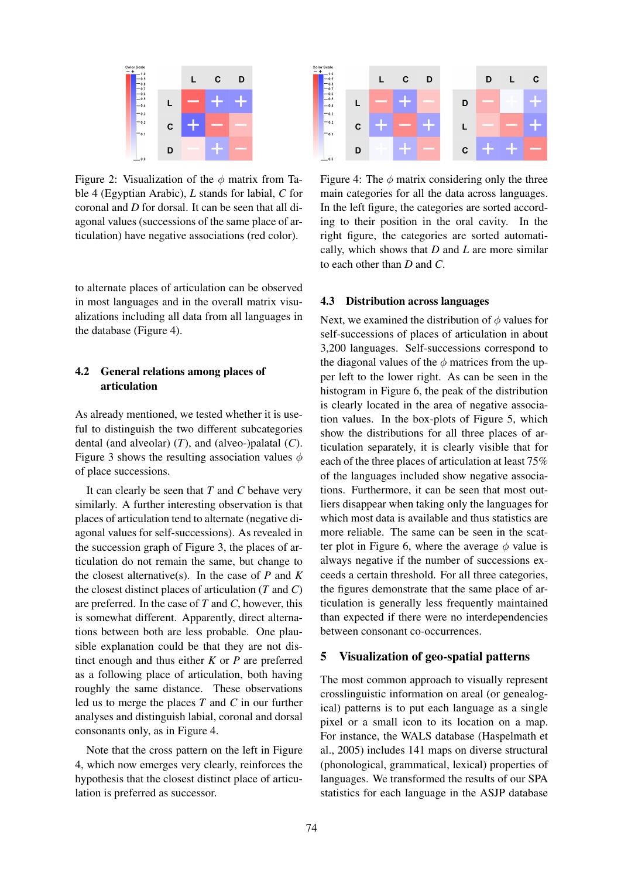Figure 2: Visualization of the $\phi$ matrix from Table 4 (Egyptian Arabic), *L* stands for labial, *C* for coronal and *D* for dorsal. It can be seen that all diagonal values (successions of the same place of articulation) have negative associations (red color).

to alternate places of articulation can be observed in most languages and in the overall matrix visualizations including all data from all languages in the database (Figure 4).

### 4.2 General relations among places of articulation

As already mentioned, we tested whether it is useful to distinguish the two different subcategories dental (and alveolar) (*T*), and (alveo-)palatal (*C*). Figure 3 shows the resulting association values $\phi$ of place successions.

It can clearly be seen that *T* and *C* behave very similarly. A further interesting observation is that places of articulation tend to alternate (negative diagonal values for self-successions). As revealed in the succession graph of Figure 3, the places of articulation do not remain the same, but change to the closest alternative(s). In the case of *P* and *K* the closest distinct places of articulation (*T* and *C*) are preferred. In the case of *T* and *C*, however, this is somewhat different. Apparently, direct alternations between both are less probable. One plausible explanation could be that they are not distinct enough and thus either *K* or *P* are preferred as a following place of articulation, both having roughly the same distance. These observations led us to merge the places *T* and *C* in our further analyses and distinguish labial, coronal and dorsal consonants only, as in Figure 4.

Note that the cross pattern on the left in Figure 4, which now emerges very clearly, reinforces the hypothesis that the closest distinct place of articulation is preferred as successor.

Figure 4: The $\phi$ matrix considering only the three main categories for all the data across languages. In the left figure, the categories are sorted according to their position in the oral cavity. In the right figure, the categories are sorted automatically, which shows that *D* and *L* are more similar to each other than *D* and *C*.

### 4.3 Distribution across languages

Next, we examined the distribution of $\phi$ values for self-successions of places of articulation in about 3,200 languages. Self-successions correspond to the diagonal values of the $\phi$ matrices from the upper left to the lower right. As can be seen in the histogram in Figure 6, the peak of the distribution is clearly located in the area of negative association values. In the box-plots of Figure 5, which show the distributions for all three places of articulation separately, it is clearly visible that for each of the three places of articulation at least 75% of the languages included show negative associations. Furthermore, it can be seen that most outliers disappear when taking only the languages for which most data is available and thus statistics are more reliable. The same can be seen in the scatter plot in Figure 6, where the average $\phi$ value is always negative if the number of successions exceeds a certain threshold. For all three categories, the figures demonstrate that the same place of articulation is generally less frequently maintained than expected if there were no interdependencies between consonant co-occurrences.

## 5 Visualization of geo-spatial patterns

The most common approach to visually represent crosslinguistic information on areal (or genealogical) patterns is to put each language as a single pixel or a small icon to its location on a map. For instance, the WALS database (Haspelmath et al., 2005) includes 141 maps on diverse structural (phonological, grammatical, lexical) properties of languages. We transformed the results of our SPA statistics for each language in the ASJP database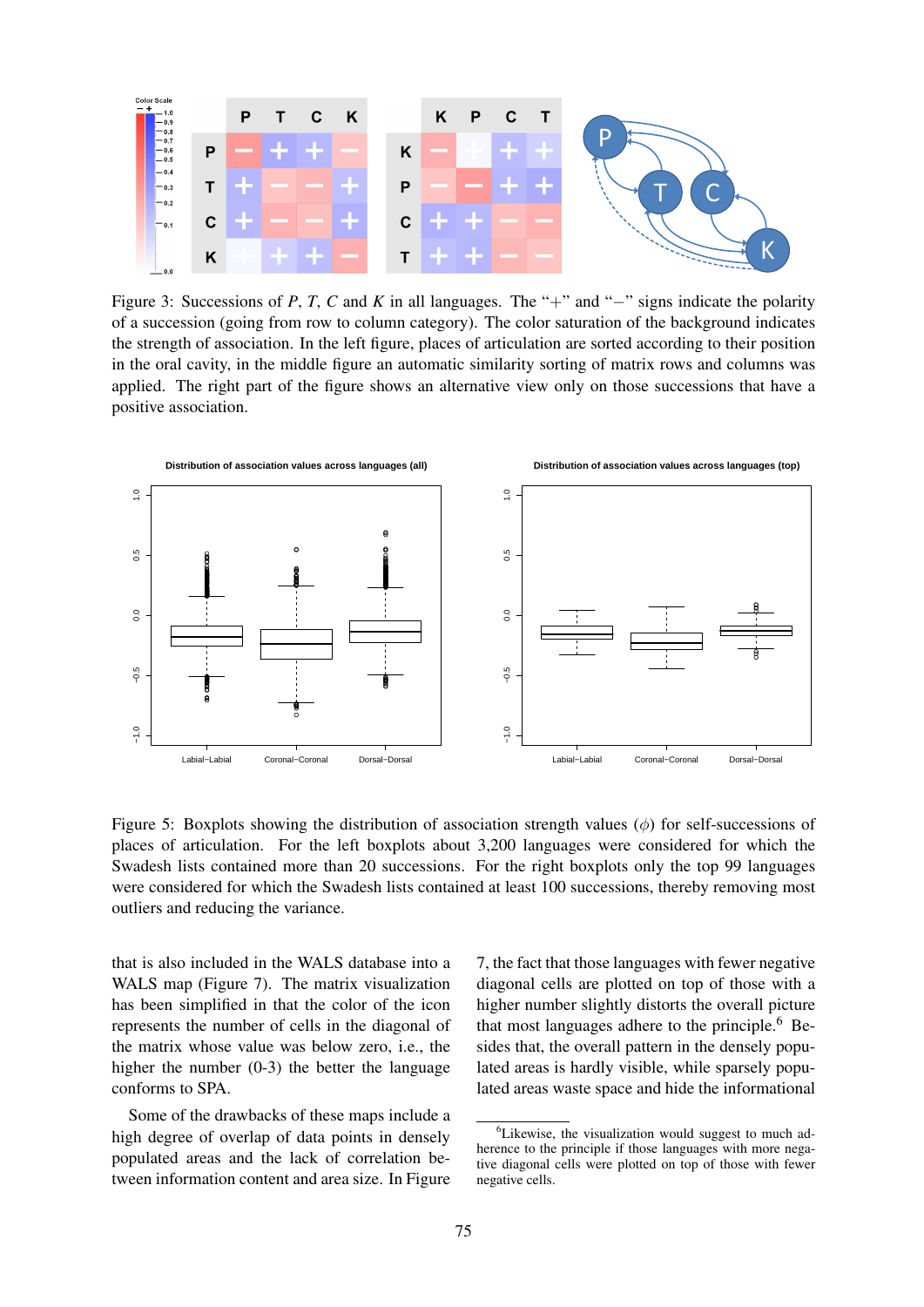Figure 3: Successions of *P*, *T*, *C* and *K* in all languages. The "+" and "−" signs indicate the polarity of a succession (going from row to column category). The color saturation of the background indicates the strength of association. In the left figure, places of articulation are sorted according to their position in the oral cavity, in the middle figure an automatic similarity sorting of matrix rows and columns was applied. The right part of the figure shows an alternative view only on those successions that have a positive association.

Figure 5: Boxplots showing the distribution of association strength values ($\phi$) for self-successions of places of articulation. For the left boxplots about 3,200 languages were considered for which the Swadesh lists contained more than 20 successions. For the right boxplots only the top 99 languages were considered for which the Swadesh lists contained at least 100 successions, thereby removing most outliers and reducing the variance.

that is also included in the WALS database into a WALS map (Figure 7). The matrix visualization has been simplified in that the color of the icon represents the number of cells in the diagonal of the matrix whose value was below zero, i.e., the higher the number (0-3) the better the language conforms to SPA.

Some of the drawbacks of these maps include a high degree of overlap of data points in densely populated areas and the lack of correlation between information content and area size. In Figure 7, the fact that those languages with fewer negative diagonal cells are plotted on top of those with a higher number slightly distorts the overall picture that most languages adhere to the principle.[6] Besides that, the overall pattern in the densely populated areas is hardly visible, while sparsely populated areas waste space and hide the informational

[6]Likewise, the visualization would suggest to much adherence to the principle if those languages with more negative diagonal cells were plotted on top of those with fewer negative cells.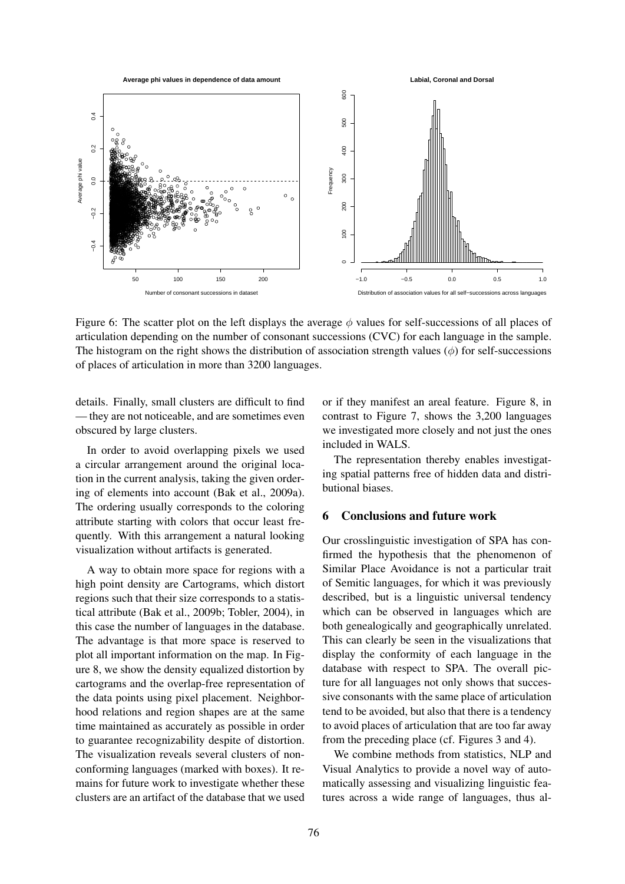Figure 6: The scatter plot on the left displays the average $\phi$ values for self-successions of all places of articulation depending on the number of consonant successions (CVC) for each language in the sample. The histogram on the right shows the distribution of association strength values ($\phi$) for self-successions of places of articulation in more than 3200 languages.

details. Finally, small clusters are difficult to find — they are not noticeable, and are sometimes even obscured by large clusters.

In order to avoid overlapping pixels we used a circular arrangement around the original location in the current analysis, taking the given ordering of elements into account (Bak et al., 2009a). The ordering usually corresponds to the coloring attribute starting with colors that occur least frequently. With this arrangement a natural looking visualization without artifacts is generated.

A way to obtain more space for regions with a high point density are Cartograms, which distort regions such that their size corresponds to a statistical attribute (Bak et al., 2009b; Tobler, 2004), in this case the number of languages in the database. The advantage is that more space is reserved to plot all important information on the map. In Figure 8, we show the density equalized distortion by cartograms and the overlap-free representation of the data points using pixel placement. Neighborhood relations and region shapes are at the same time maintained as accurately as possible in order to guarantee recognizability despite of distortion. The visualization reveals several clusters of nonconforming languages (marked with boxes). It remains for future work to investigate whether these clusters are an artifact of the database that we used or if they manifest an areal feature. Figure 8, in contrast to Figure 7, shows the 3,200 languages we investigated more closely and not just the ones included in WALS.

The representation thereby enables investigating spatial patterns free of hidden data and distributional biases.

## 6 Conclusions and future work

Our crosslinguistic investigation of SPA has confirmed the hypothesis that the phenomenon of Similar Place Avoidance is not a particular trait of Semitic languages, for which it was previously described, but is a linguistic universal tendency which can be observed in languages which are both genealogically and geographically unrelated. This can clearly be seen in the visualizations that display the conformity of each language in the database with respect to SPA. The overall picture for all languages not only shows that successive consonants with the same place of articulation tend to be avoided, but also that there is a tendency to avoid places of articulation that are too far away from the preceding place (cf. Figures 3 and 4).

We combine methods from statistics, NLP and Visual Analytics to provide a novel way of automatically assessing and visualizing linguistic features across a wide range of languages, thus al-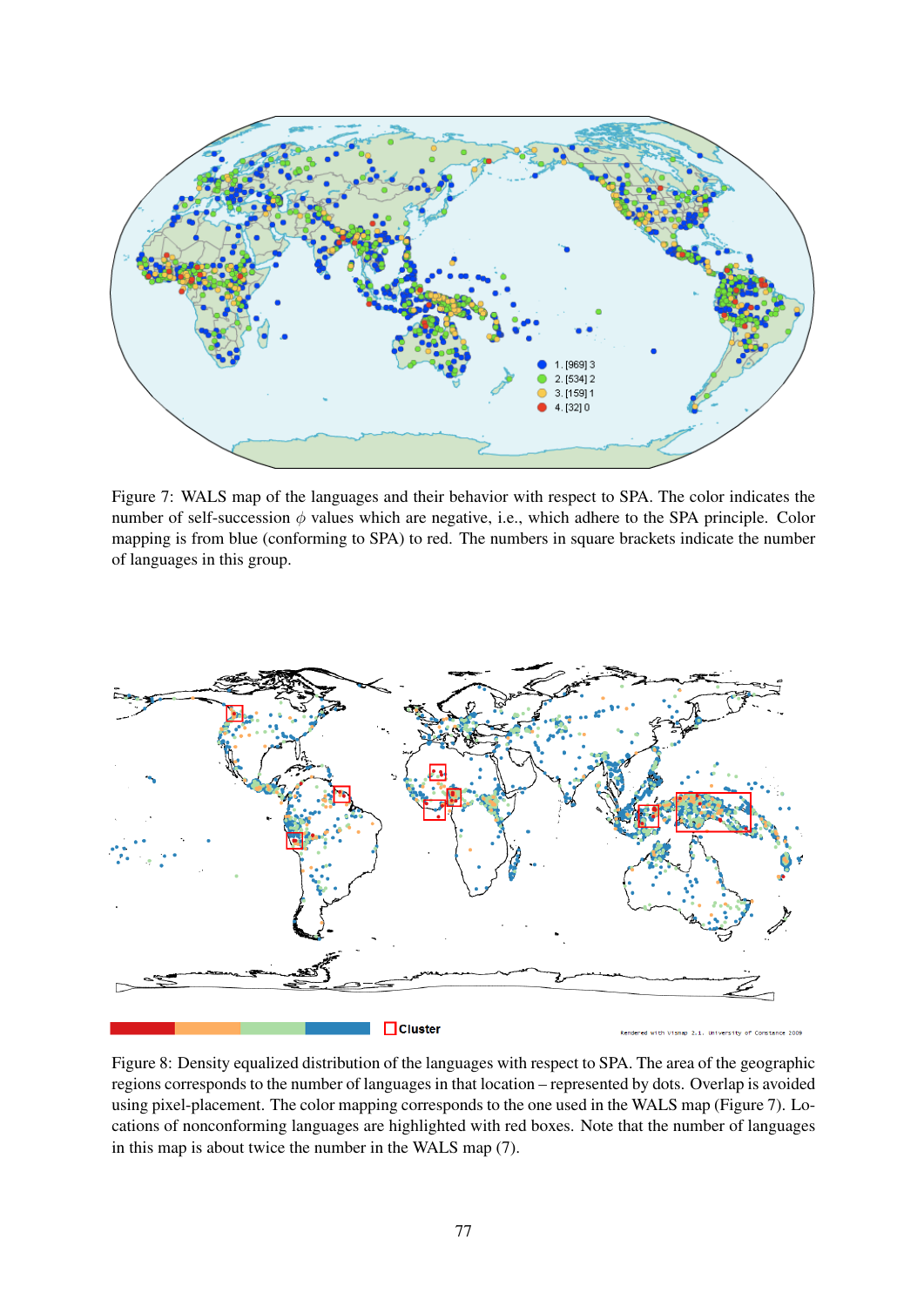Figure 7: WALS map of the languages and their behavior with respect to SPA. The color indicates the number of self-succession $\phi$ values which are negative, i.e., which adhere to the SPA principle. Color mapping is from blue (conforming to SPA) to red. The numbers in square brackets indicate the number of languages in this group.

Figure 8: Density equalized distribution of the languages with respect to SPA. The area of the geographic regions corresponds to the number of languages in that location – represented by dots. Overlap is avoided using pixel-placement. The color mapping corresponds to the one used in the WALS map (Figure 7). Locations of nonconforming languages are highlighted with red boxes. Note that the number of languages in this map is about twice the number in the WALS map (7).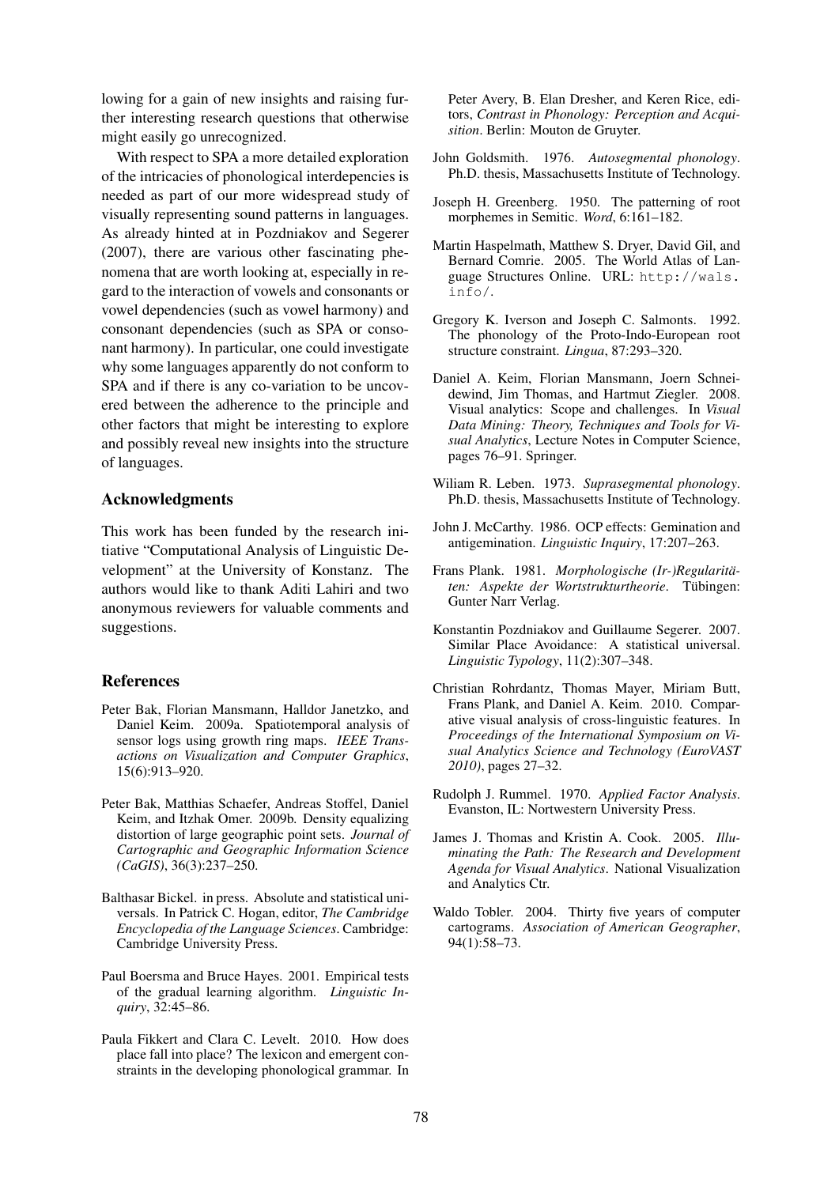lowing for a gain of new insights and raising further interesting research questions that otherwise might easily go unrecognized.

With respect to SPA a more detailed exploration of the intricacies of phonological interdepencies is needed as part of our more widespread study of visually representing sound patterns in languages. As already hinted at in Pozdniakov and Segerer (2007), there are various other fascinating phenomena that are worth looking at, especially in regard to the interaction of vowels and consonants or vowel dependencies (such as vowel harmony) and consonant dependencies (such as SPA or consonant harmony). In particular, one could investigate why some languages apparently do not conform to SPA and if there is any co-variation to be uncovered between the adherence to the principle and other factors that might be interesting to explore and possibly reveal new insights into the structure of languages.

## Acknowledgments

This work has been funded by the research initiative "Computational Analysis of Linguistic Development" at the University of Konstanz. The authors would like to thank Aditi Lahiri and two anonymous reviewers for valuable comments and suggestions.

## References

Peter Bak, Florian Mansmann, Halldor Janetzko, and Daniel Keim. 2009a. Spatiotemporal analysis of sensor logs using growth ring maps. *IEEE Transactions on Visualization and Computer Graphics*, 15(6):913–920.

Peter Bak, Matthias Schaefer, Andreas Stoffel, Daniel Keim, and Itzhak Omer. 2009b. Density equalizing distortion of large geographic point sets. *Journal of Cartographic and Geographic Information Science (CaGIS)*, 36(3):237–250.

Balthasar Bickel. in press. Absolute and statistical universals. In Patrick C. Hogan, editor, *The Cambridge Encyclopedia of the Language Sciences*. Cambridge: Cambridge University Press.

Paul Boersma and Bruce Hayes. 2001. Empirical tests of the gradual learning algorithm. *Linguistic Inquiry*, 32:45–86.

Paula Fikkert and Clara C. Levelt. 2010. How does place fall into place? The lexicon and emergent constraints in the developing phonological grammar. In Peter Avery, B. Elan Dresher, and Keren Rice, editors, *Contrast in Phonology: Perception and Acquisition*. Berlin: Mouton de Gruyter.

John Goldsmith. 1976. *Autosegmental phonology*. Ph.D. thesis, Massachusetts Institute of Technology.

Joseph H. Greenberg. 1950. The patterning of root morphemes in Semitic. *Word*, 6:161–182.

Martin Haspelmath, Matthew S. Dryer, David Gil, and Bernard Comrie. 2005. The World Atlas of Language Structures Online. URL: http://wals.info/.

Gregory K. Iverson and Joseph C. Salmonts. 1992. The phonology of the Proto-Indo-European root structure constraint. *Lingua*, 87:293–320.

Daniel A. Keim, Florian Mansmann, Joern Schneidewind, Jim Thomas, and Hartmut Ziegler. 2008. Visual analytics: Scope and challenges. In *Visual Data Mining: Theory, Techniques and Tools for Visual Analytics*, Lecture Notes in Computer Science, pages 76–91. Springer.

Wiliam R. Leben. 1973. *Suprasegmental phonology*. Ph.D. thesis, Massachusetts Institute of Technology.

John J. McCarthy. 1986. OCP effects: Gemination and antigemination. *Linguistic Inquiry*, 17:207–263.

Frans Plank. 1981. *Morphologische (Ir-)Regularitäten: Aspekte der Wortstrukturtheorie*. Tübingen: Gunter Narr Verlag.

Konstantin Pozdniakov and Guillaume Segerer. 2007. Similar Place Avoidance: A statistical universal. *Linguistic Typology*, 11(2):307–348.

Christian Rohrdantz, Thomas Mayer, Miriam Butt, Frans Plank, and Daniel A. Keim. 2010. Comparative visual analysis of cross-linguistic features. In *Proceedings of the International Symposium on Visual Analytics Science and Technology (EuroVAST 2010)*, pages 27–32.

Rudolph J. Rummel. 1970. *Applied Factor Analysis*. Evanston, IL: Nortwestern University Press.

James J. Thomas and Kristin A. Cook. 2005. *Illuminating the Path: The Research and Development Agenda for Visual Analytics*. National Visualization and Analytics Ctr.

Waldo Tobler. 2004. Thirty five years of computer cartograms. *Association of American Geographer*, 94(1):58–73.